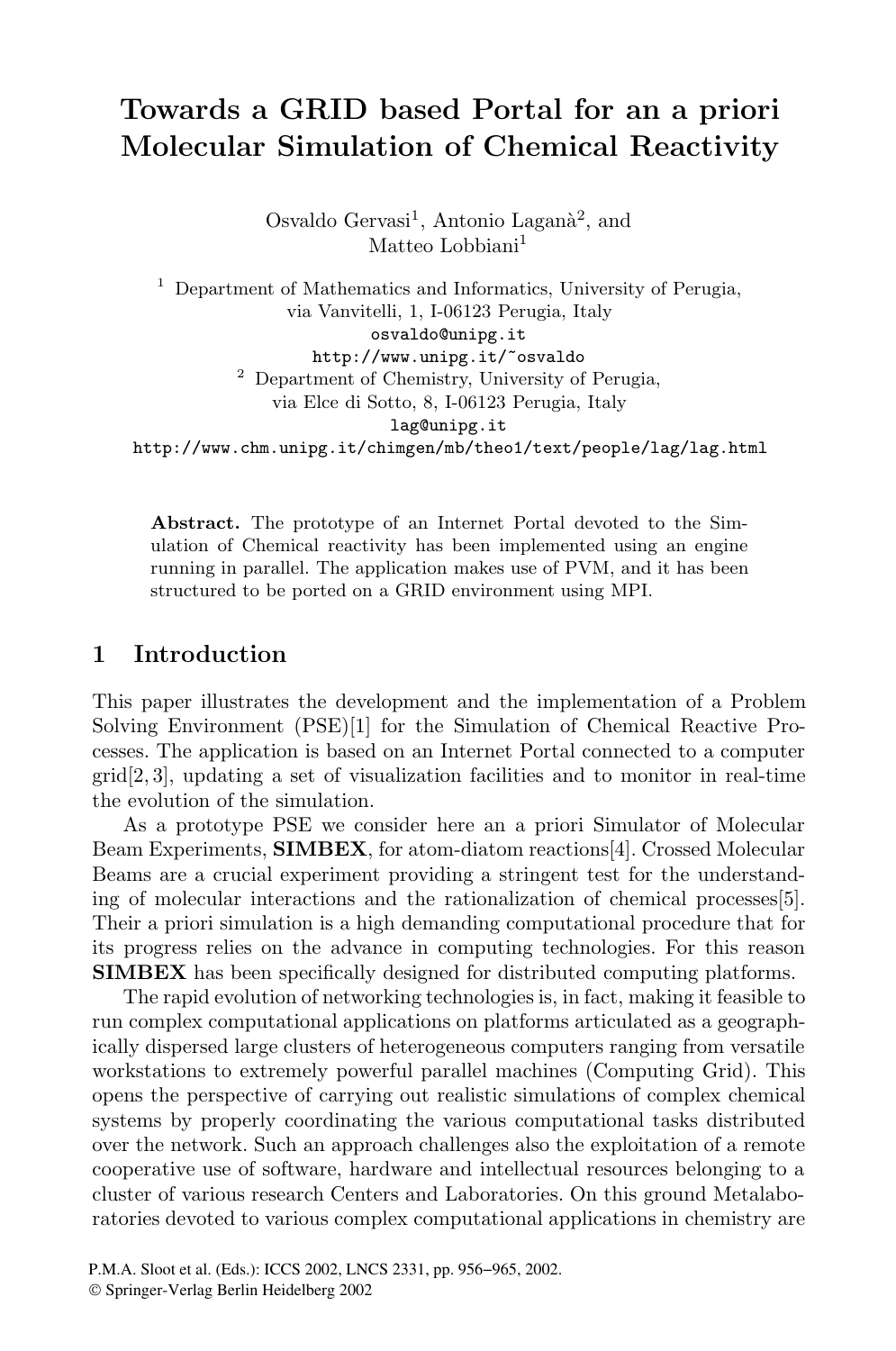# Towards a GRID based Portal for an a priori Molecular Simulation of Chemical Reactivity

Osvaldo Gervasi[1], Antonio Laganà[2], and Matteo Lobbiani[1]

[1] Department of Mathematics and Informatics, University of Perugia, via Vanvitelli, 1, I-06123 Perugia, Italy
osvaldo@unipg.it
http://www.unipg.it/~osvaldo

[2] Department of Chemistry, University of Perugia, via Elce di Sotto, 8, I-06123 Perugia, Italy
lag@unipg.it
http://www.chm.unipg.it/chimgen/mb/theo1/text/people/lag/lag.html

**Abstract.** The prototype of an Internet Portal devoted to the Simulation of Chemical reactivity has been implemented using an engine running in parallel. The application makes use of PVM, and it has been structured to be ported on a GRID environment using MPI.

## 1 Introduction

This paper illustrates the development and the implementation of a Problem Solving Environment (PSE)[1] for the Simulation of Chemical Reactive Processes. The application is based on an Internet Portal connected to a computer grid[2, 3], updating a set of visualization facilities and to monitor in real-time the evolution of the simulation.

As a prototype PSE we consider here an a priori Simulator of Molecular Beam Experiments, **SIMBEX**, for atom-diatom reactions[4]. Crossed Molecular Beams are a crucial experiment providing a stringent test for the understanding of molecular interactions and the rationalization of chemical processes[5]. Their a priori simulation is a high demanding computational procedure that for its progress relies on the advance in computing technologies. For this reason **SIMBEX** has been specifically designed for distributed computing platforms.

The rapid evolution of networking technologies is, in fact, making it feasible to run complex computational applications on platforms articulated as a geographically dispersed large clusters of heterogeneous computers ranging from versatile workstations to extremely powerful parallel machines (Computing Grid). This opens the perspective of carrying out realistic simulations of complex chemical systems by properly coordinating the various computational tasks distributed over the network. Such an approach challenges also the exploitation of a remote cooperative use of software, hardware and intellectual resources belonging to a cluster of various research Centers and Laboratories. On this ground Metalaboratories devoted to various complex computational applications in chemistry are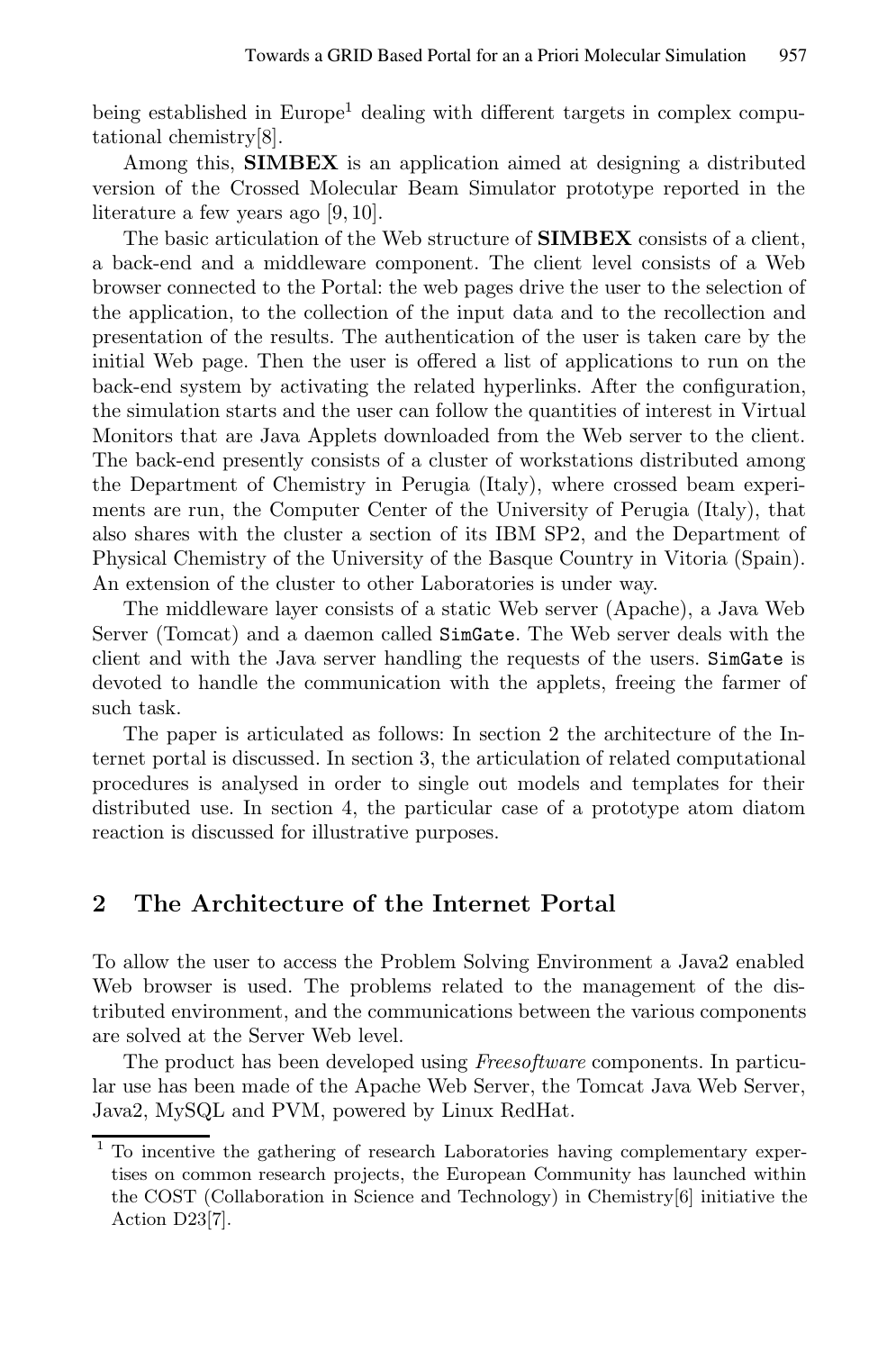being established in Europe[1] dealing with different targets in complex computational chemistry[8].

Among this, **SIMBEX** is an application aimed at designing a distributed version of the Crossed Molecular Beam Simulator prototype reported in the literature a few years ago [9, 10].

The basic articulation of the Web structure of **SIMBEX** consists of a client, a back-end and a middleware component. The client level consists of a Web browser connected to the Portal: the web pages drive the user to the selection of the application, to the collection of the input data and to the recollection and presentation of the results. The authentication of the user is taken care by the initial Web page. Then the user is offered a list of applications to run on the back-end system by activating the related hyperlinks. After the configuration, the simulation starts and the user can follow the quantities of interest in Virtual Monitors that are Java Applets downloaded from the Web server to the client. The back-end presently consists of a cluster of workstations distributed among the Department of Chemistry in Perugia (Italy), where crossed beam experiments are run, the Computer Center of the University of Perugia (Italy), that also shares with the cluster a section of its IBM SP2, and the Department of Physical Chemistry of the University of the Basque Country in Vitoria (Spain). An extension of the cluster to other Laboratories is under way.

The middleware layer consists of a static Web server (Apache), a Java Web Server (Tomcat) and a daemon called `SimGate`. The Web server deals with the client and with the Java server handling the requests of the users. `SimGate` is devoted to handle the communication with the applets, freeing the farmer of such task.

The paper is articulated as follows: In section 2 the architecture of the Internet portal is discussed. In section 3, the articulation of related computational procedures is analysed in order to single out models and templates for their distributed use. In section 4, the particular case of a prototype atom diatom reaction is discussed for illustrative purposes.

## 2 The Architecture of the Internet Portal

To allow the user to access the Problem Solving Environment a Java2 enabled Web browser is used. The problems related to the management of the distributed environment, and the communications between the various components are solved at the Server Web level.

The product has been developed using *Freesoftware* components. In particular use has been made of the Apache Web Server, the Tomcat Java Web Server, Java2, MySQL and PVM, powered by Linux RedHat.

---

[1] To incentive the gathering of research Laboratories having complementary expertises on common research projects, the European Community has launched within the COST (Collaboration in Science and Technology) in Chemistry[6] initiative the Action D23[7].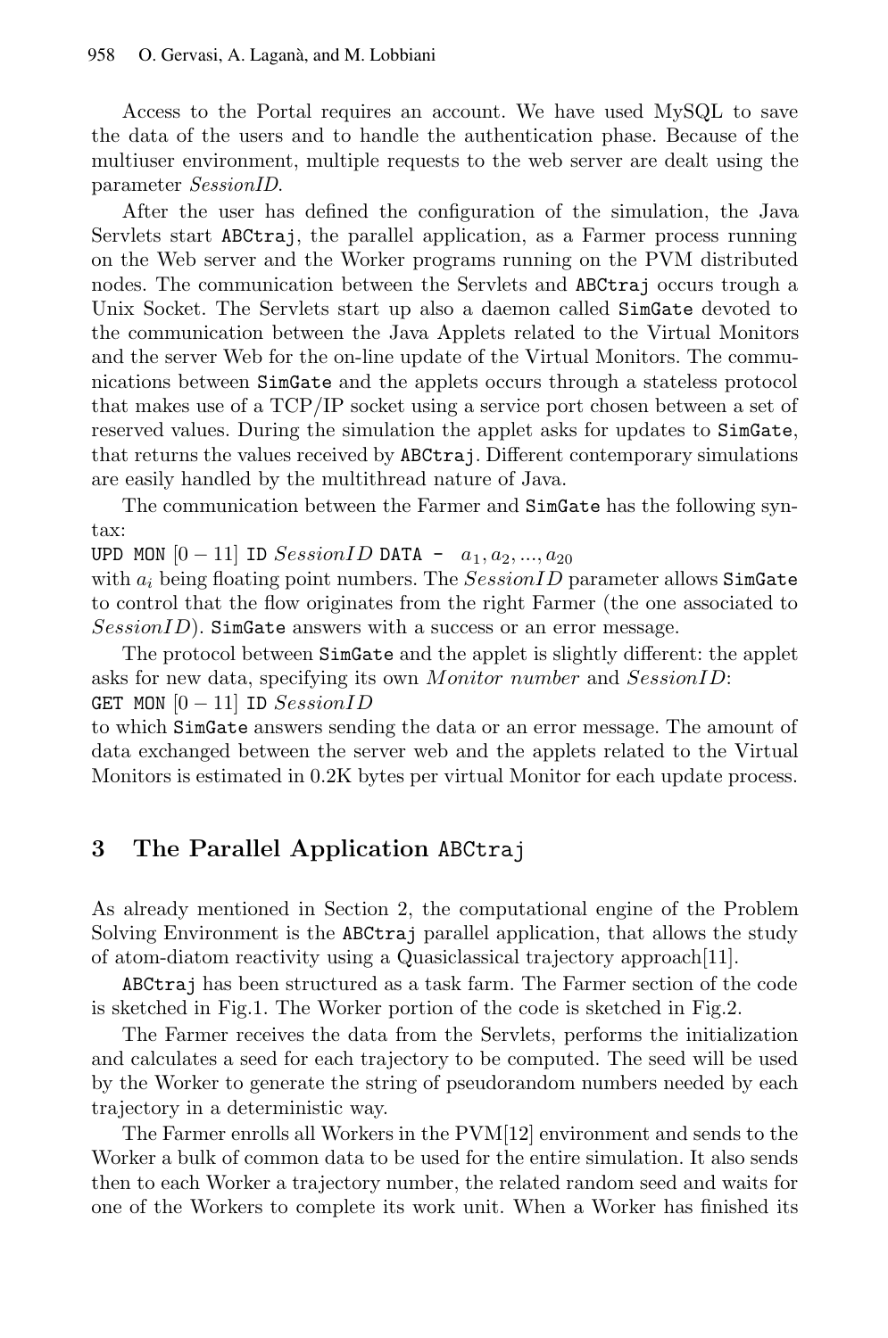Access to the Portal requires an account. We have used MySQL to save the data of the users and to handle the authentication phase. Because of the multiuser environment, multiple requests to the web server are dealt using the parameter *SessionID*.

After the user has defined the configuration of the simulation, the Java Servlets start `ABCtraj`, the parallel application, as a Farmer process running on the Web server and the Worker programs running on the PVM distributed nodes. The communication between the Servlets and `ABCtraj` occurs trough a Unix Socket. The Servlets start up also a daemon called `SimGate` devoted to the communication between the Java Applets related to the Virtual Monitors and the server Web for the on-line update of the Virtual Monitors. The communications between `SimGate` and the applets occurs through a stateless protocol that makes use of a TCP/IP socket using a service port chosen between a set of reserved values. During the simulation the applet asks for updates to `SimGate`, that returns the values received by `ABCtraj`. Different contemporary simulations are easily handled by the multithread nature of Java.

The communication between the Farmer and `SimGate` has the following syntax:

`UPD MON` $[0-11]$ `ID` $SessionID$ `DATA -` $a_1, a_2, ..., a_{20}$

with $a_i$ being floating point numbers. The $SessionID$ parameter allows `SimGate` to control that the flow originates from the right Farmer (the one associated to $SessionID$). `SimGate` answers with a success or an error message.

The protocol between `SimGate` and the applet is slightly different: the applet asks for new data, specifying its own $Monitor\ number$ and $SessionID$:

`GET MON` $[0-11]$ `ID` $SessionID$

to which `SimGate` answers sending the data or an error message. The amount of data exchanged between the server web and the applets related to the Virtual Monitors is estimated in 0.2K bytes per virtual Monitor for each update process.

## 3 The Parallel Application `ABCtraj`

As already mentioned in Section 2, the computational engine of the Problem Solving Environment is the `ABCtraj` parallel application, that allows the study of atom-diatom reactivity using a Quasiclassical trajectory approach[11].

`ABCtraj` has been structured as a task farm. The Farmer section of the code is sketched in Fig.1. The Worker portion of the code is sketched in Fig.2.

The Farmer receives the data from the Servlets, performs the initialization and calculates a seed for each trajectory to be computed. The seed will be used by the Worker to generate the string of pseudorandom numbers needed by each trajectory in a deterministic way.

The Farmer enrolls all Workers in the PVM[12] environment and sends to the Worker a bulk of common data to be used for the entire simulation. It also sends then to each Worker a trajectory number, the related random seed and waits for one of the Workers to complete its work unit. When a Worker has finished its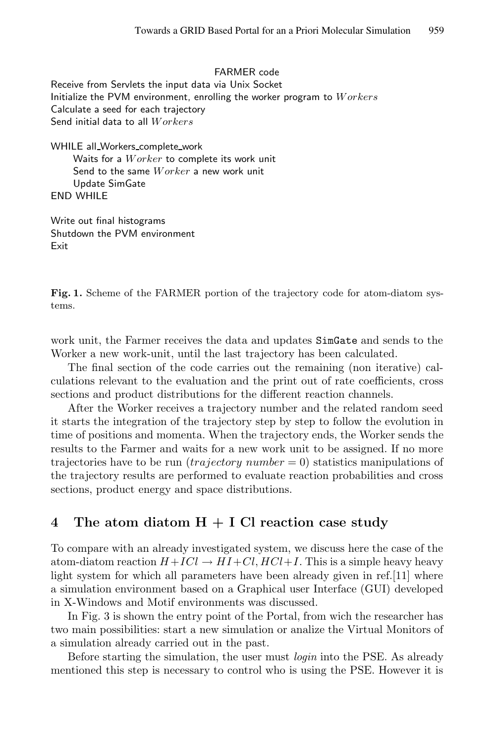```
FARMER code
Receive from Servlets the input data via Unix Socket
Initialize the PVM environment, enrolling the worker program to Workers
Calculate a seed for each trajectory
Send initial data to all Workers

WHILE all_Workers_complete_work
    Waits for a Worker to complete its work unit
    Send to the same Worker a new work unit
    Update SimGate
END WHILE

Write out final histograms
Shutdown the PVM environment
Exit
```

**Fig. 1.** Scheme of the FARMER portion of the trajectory code for atom-diatom systems.

work unit, the Farmer receives the data and updates `SimGate` and sends to the Worker a new work-unit, until the last trajectory has been calculated.

The final section of the code carries out the remaining (non iterative) calculations relevant to the evaluation and the print out of rate coefficients, cross sections and product distributions for the different reaction channels.

After the Worker receives a trajectory number and the related random seed it starts the integration of the trajectory step by step to follow the evolution in time of positions and momenta. When the trajectory ends, the Worker sends the results to the Farmer and waits for a new work unit to be assigned. If no more trajectories have to be run (*trajectory number* = 0) statistics manipulations of the trajectory results are performed to evaluate reaction probabilities and cross sections, product energy and space distributions.

## 4 The atom diatom H + I Cl reaction case study

To compare with an already investigated system, we discuss here the case of the atom-diatom reaction $H+ICl \rightarrow HI+Cl, HCl+I$. This is a simple heavy heavy light system for which all parameters have been already given in ref.[11] where a simulation environment based on a Graphical user Interface (GUI) developed in X-Windows and Motif environments was discussed.

In Fig. 3 is shown the entry point of the Portal, from wich the researcher has two main possibilities: start a new simulation or analize the Virtual Monitors of a simulation already carried out in the past.

Before starting the simulation, the user must *login* into the PSE. As already mentioned this step is necessary to control who is using the PSE. However it is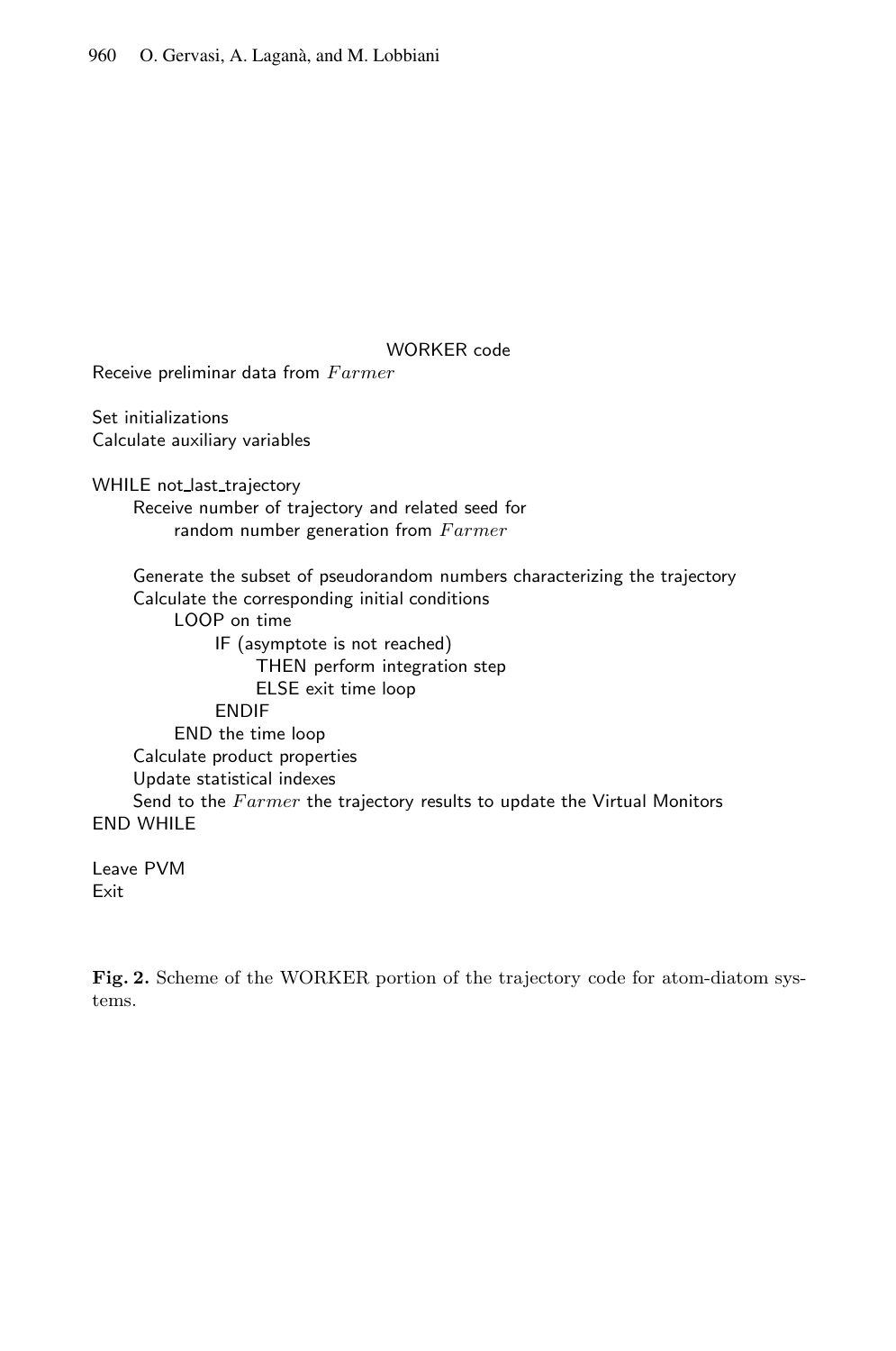```
                              WORKER code
Receive preliminar data from Farmer

Set initializations
Calculate auxiliary variables

WHILE not_last_trajectory
      Receive number of trajectory and related seed for
            random number generation from Farmer

      Generate the subset of pseudorandom numbers characterizing the trajectory
      Calculate the corresponding initial conditions
            LOOP on time
                  IF (asymptote is not reached)
                        THEN perform integration step
                        ELSE exit time loop
                  ENDIF
            END the time loop
      Calculate product properties
      Update statistical indexes
      Send to the Farmer the trajectory results to update the Virtual Monitors
END WHILE

Leave PVM
Exit
```

**Fig. 2.** Scheme of the WORKER portion of the trajectory code for atom-diatom systems.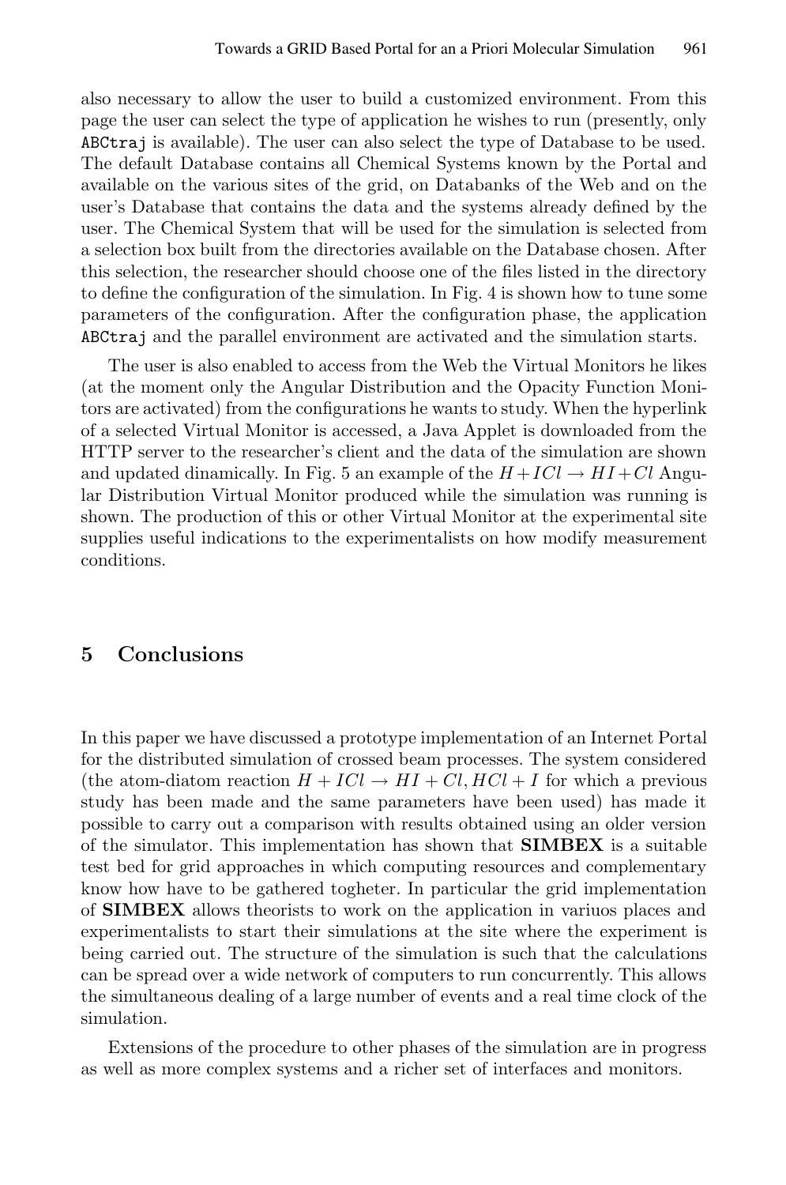also necessary to allow the user to build a customized environment. From this page the user can select the type of application he wishes to run (presently, only ABCtraj is available). The user can also select the type of Database to be used. The default Database contains all Chemical Systems known by the Portal and available on the various sites of the grid, on Databanks of the Web and on the user's Database that contains the data and the systems already defined by the user. The Chemical System that will be used for the simulation is selected from a selection box built from the directories available on the Database chosen. After this selection, the researcher should choose one of the files listed in the directory to define the configuration of the simulation. In Fig. 4 is shown how to tune some parameters of the configuration. After the configuration phase, the application ABCtraj and the parallel environment are activated and the simulation starts.

The user is also enabled to access from the Web the Virtual Monitors he likes (at the moment only the Angular Distribution and the Opacity Function Monitors are activated) from the configurations he wants to study. When the hyperlink of a selected Virtual Monitor is accessed, a Java Applet is downloaded from the HTTP server to the researcher's client and the data of the simulation are shown and updated dinamically. In Fig. 5 an example of the $H + ICl \rightarrow HI + Cl$ Angular Distribution Virtual Monitor produced while the simulation was running is shown. The production of this or other Virtual Monitor at the experimental site supplies useful indications to the experimentalists on how modify measurement conditions.

## 5 Conclusions

In this paper we have discussed a prototype implementation of an Internet Portal for the distributed simulation of crossed beam processes. The system considered (the atom-diatom reaction $H + ICl \rightarrow HI + Cl, HCl + I$ for which a previous study has been made and the same parameters have been used) has made it possible to carry out a comparison with results obtained using an older version of the simulator. This implementation has shown that **SIMBEX** is a suitable test bed for grid approaches in which computing resources and complementary know how have to be gathered togheter. In particular the grid implementation of **SIMBEX** allows theorists to work on the application in variuos places and experimentalists to start their simulations at the site where the experiment is being carried out. The structure of the simulation is such that the calculations can be spread over a wide network of computers to run concurrently. This allows the simultaneous dealing of a large number of events and a real time clock of the simulation.

Extensions of the procedure to other phases of the simulation are in progress as well as more complex systems and a richer set of interfaces and monitors.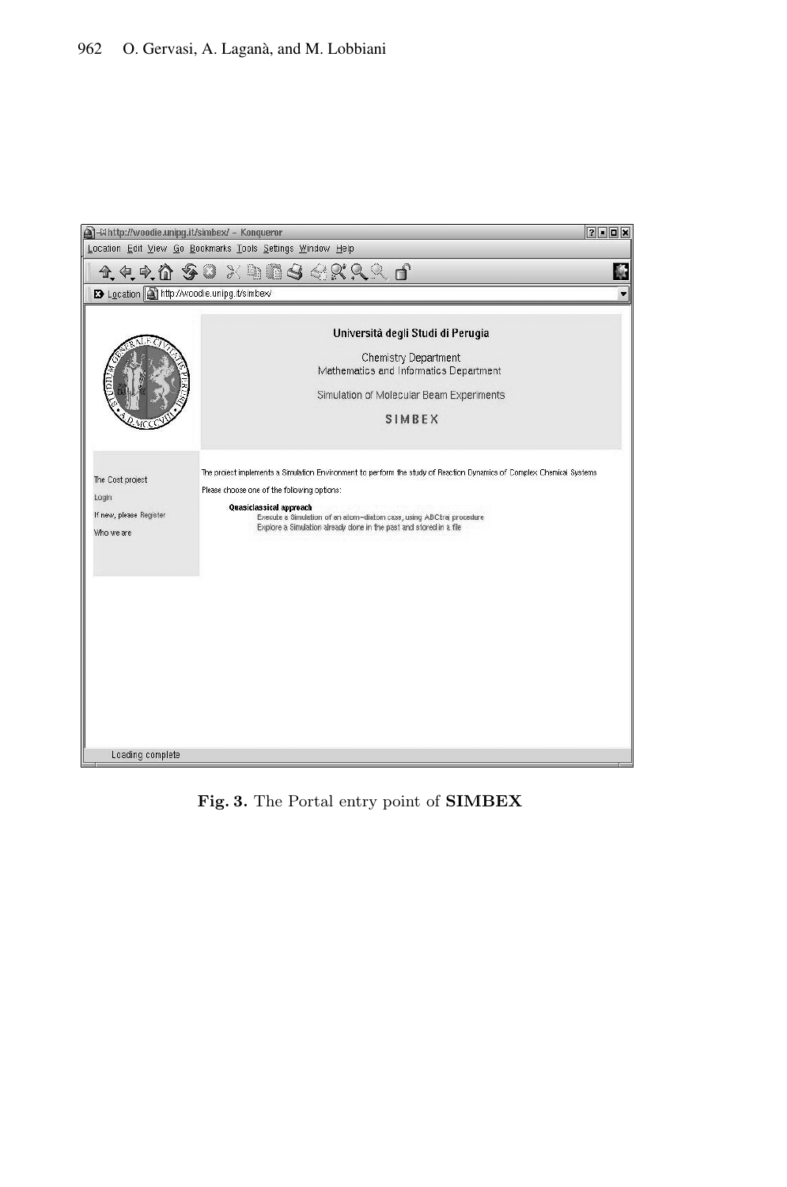Fig. 3. The Portal entry point of **SIMBEX**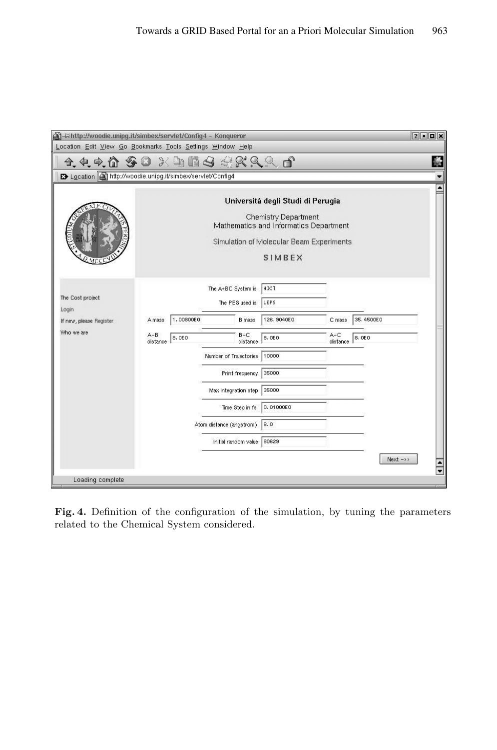**Fig. 4.** Definition of the configuration of the simulation, by tuning the parameters related to the Chemical System considered.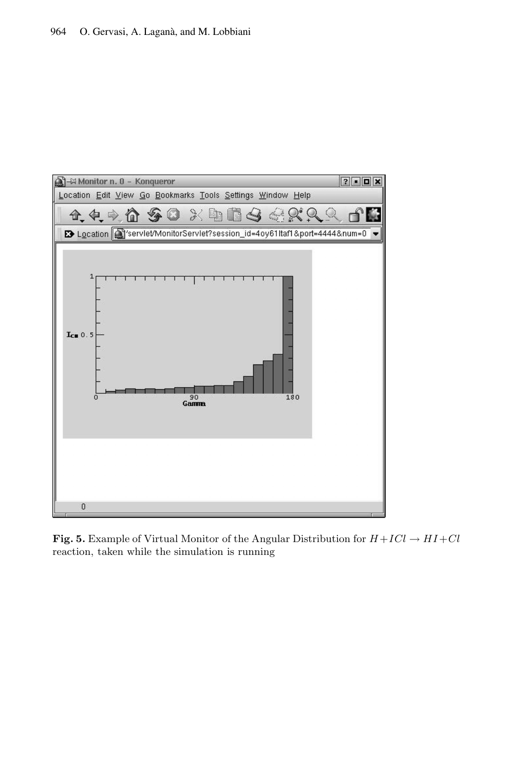**Fig. 5.** Example of Virtual Monitor of the Angular Distribution for $H+ICl \rightarrow HI+Cl$ reaction, taken while the simulation is running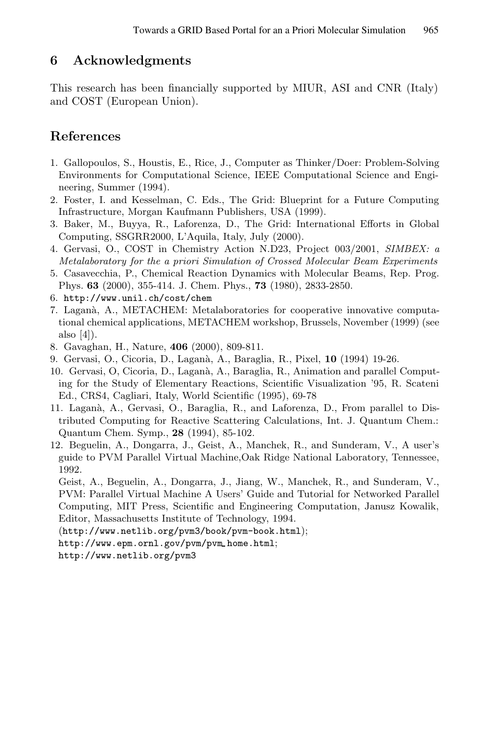## 6 Acknowledgments

This research has been financially supported by MIUR, ASI and CNR (Italy) and COST (European Union).

## References

1. Gallopoulos, S., Houstis, E., Rice, J., Computer as Thinker/Doer: Problem-Solving Environments for Computational Science, IEEE Computational Science and Engineering, Summer (1994).
2. Foster, I. and Kesselman, C. Eds., The Grid: Blueprint for a Future Computing Infrastructure, Morgan Kaufmann Publishers, USA (1999).
3. Baker, M., Buyya, R., Laforenza, D., The Grid: International Efforts in Global Computing, SSGRR2000, L'Aquila, Italy, July (2000).
4. Gervasi, O., COST in Chemistry Action N.D23, Project 003/2001, *SIMBEX: a Metalaboratory for the a priori Simulation of Crossed Molecular Beam Experiments*
5. Casavecchia, P., Chemical Reaction Dynamics with Molecular Beams, Rep. Prog. Phys. **63** (2000), 355-414. J. Chem. Phys., **73** (1980), 2833-2850.
6. `http://www.unil.ch/cost/chem`
7. Laganà, A., METACHEM: Metalaboratories for cooperative innovative computational chemical applications, METACHEM workshop, Brussels, November (1999) (see also [4]).
8. Gavaghan, H., Nature, **406** (2000), 809-811.
9. Gervasi, O., Cicoria, D., Laganà, A., Baraglia, R., Pixel, **10** (1994) 19-26.
10. Gervasi, O, Cicoria, D., Laganà, A., Baraglia, R., Animation and parallel Computing for the Study of Elementary Reactions, Scientific Visualization '95, R. Scateni Ed., CRS4, Cagliari, Italy, World Scientific (1995), 69-78
11. Laganà, A., Gervasi, O., Baraglia, R., and Laforenza, D., From parallel to Distributed Computing for Reactive Scattering Calculations, Int. J. Quantum Chem.: Quantum Chem. Symp., **28** (1994), 85-102.
12. Beguelin, A., Dongarra, J., Geist, A., Manchek, R., and Sunderam, V., A user's guide to PVM Parallel Virtual Machine,Oak Ridge National Laboratory, Tennessee, 1992.
    Geist, A., Beguelin, A., Dongarra, J., Jiang, W., Manchek, R., and Sunderam, V., PVM: Parallel Virtual Machine A Users' Guide and Tutorial for Networked Parallel Computing, MIT Press, Scientific and Engineering Computation, Janusz Kowalik, Editor, Massachusetts Institute of Technology, 1994.
    (`http://www.netlib.org/pvm3/book/pvm-book.html`);
    `http://www.epm.ornl.gov/pvm/pvm_home.html`;
    `http://www.netlib.org/pvm3`